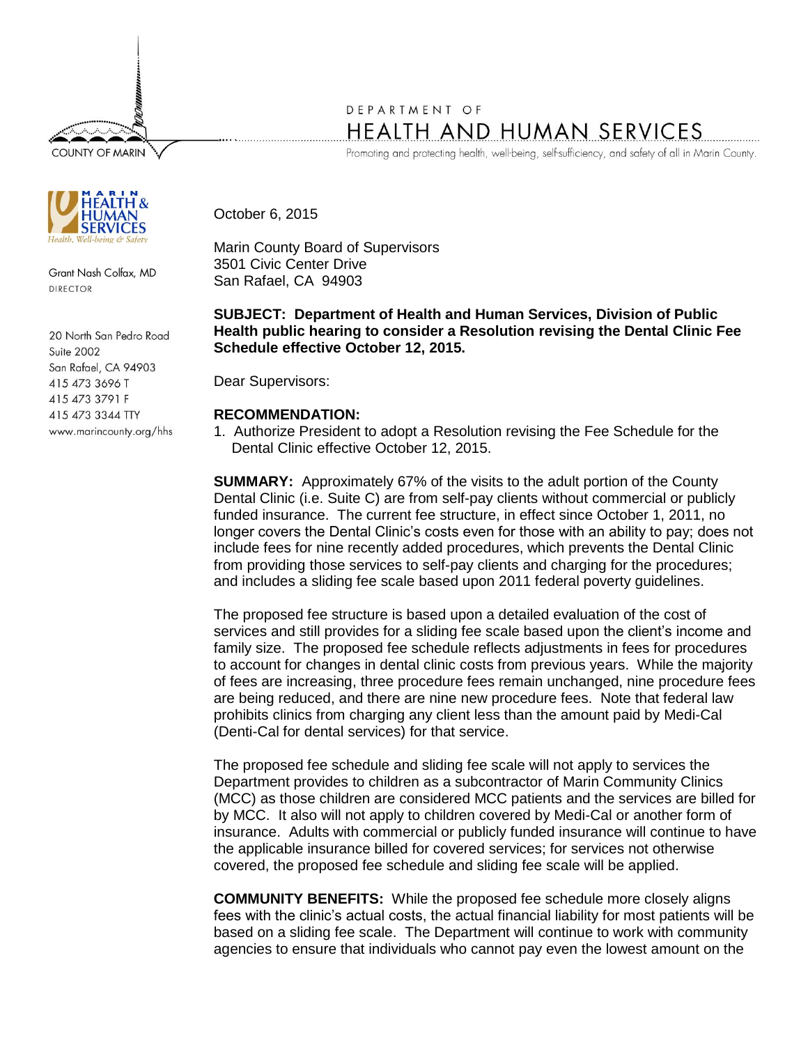COUNTY OF MARIN

DEPARTMENT OF
# HEALTH AND HUMAN SERVICES
Promoting and protecting health, well-being, self-sufficiency, and safety of all in Marin County.

MARIN HEALTH & HUMAN SERVICES
*Health, Well-being & Safety*

Grant Nash Colfax, MD
DIRECTOR

20 North San Pedro Road
Suite 2002
San Rafael, CA 94903
415 473 3696 T
415 473 3791 F
415 473 3344 TTY
www.marincounty.org/hhs

October 6, 2015

Marin County Board of Supervisors
3501 Civic Center Drive
San Rafael, CA 94903

**SUBJECT: Department of Health and Human Services, Division of Public Health public hearing to consider a Resolution revising the Dental Clinic Fee Schedule effective October 12, 2015.**

Dear Supervisors:

**RECOMMENDATION:**

1. Authorize President to adopt a Resolution revising the Fee Schedule for the Dental Clinic effective October 12, 2015.

**SUMMARY:** Approximately 67% of the visits to the adult portion of the County Dental Clinic (i.e. Suite C) are from self-pay clients without commercial or publicly funded insurance. The current fee structure, in effect since October 1, 2011, no longer covers the Dental Clinic's costs even for those with an ability to pay; does not include fees for nine recently added procedures, which prevents the Dental Clinic from providing those services to self-pay clients and charging for the procedures; and includes a sliding fee scale based upon 2011 federal poverty guidelines.

The proposed fee structure is based upon a detailed evaluation of the cost of services and still provides for a sliding fee scale based upon the client's income and family size. The proposed fee schedule reflects adjustments in fees for procedures to account for changes in dental clinic costs from previous years. While the majority of fees are increasing, three procedure fees remain unchanged, nine procedure fees are being reduced, and there are nine new procedure fees. Note that federal law prohibits clinics from charging any client less than the amount paid by Medi-Cal (Denti-Cal for dental services) for that service.

The proposed fee schedule and sliding fee scale will not apply to services the Department provides to children as a subcontractor of Marin Community Clinics (MCC) as those children are considered MCC patients and the services are billed for by MCC. It also will not apply to children covered by Medi-Cal or another form of insurance. Adults with commercial or publicly funded insurance will continue to have the applicable insurance billed for covered services; for services not otherwise covered, the proposed fee schedule and sliding fee scale will be applied.

**COMMUNITY BENEFITS:** While the proposed fee schedule more closely aligns fees with the clinic's actual costs, the actual financial liability for most patients will be based on a sliding fee scale. The Department will continue to work with community agencies to ensure that individuals who cannot pay even the lowest amount on the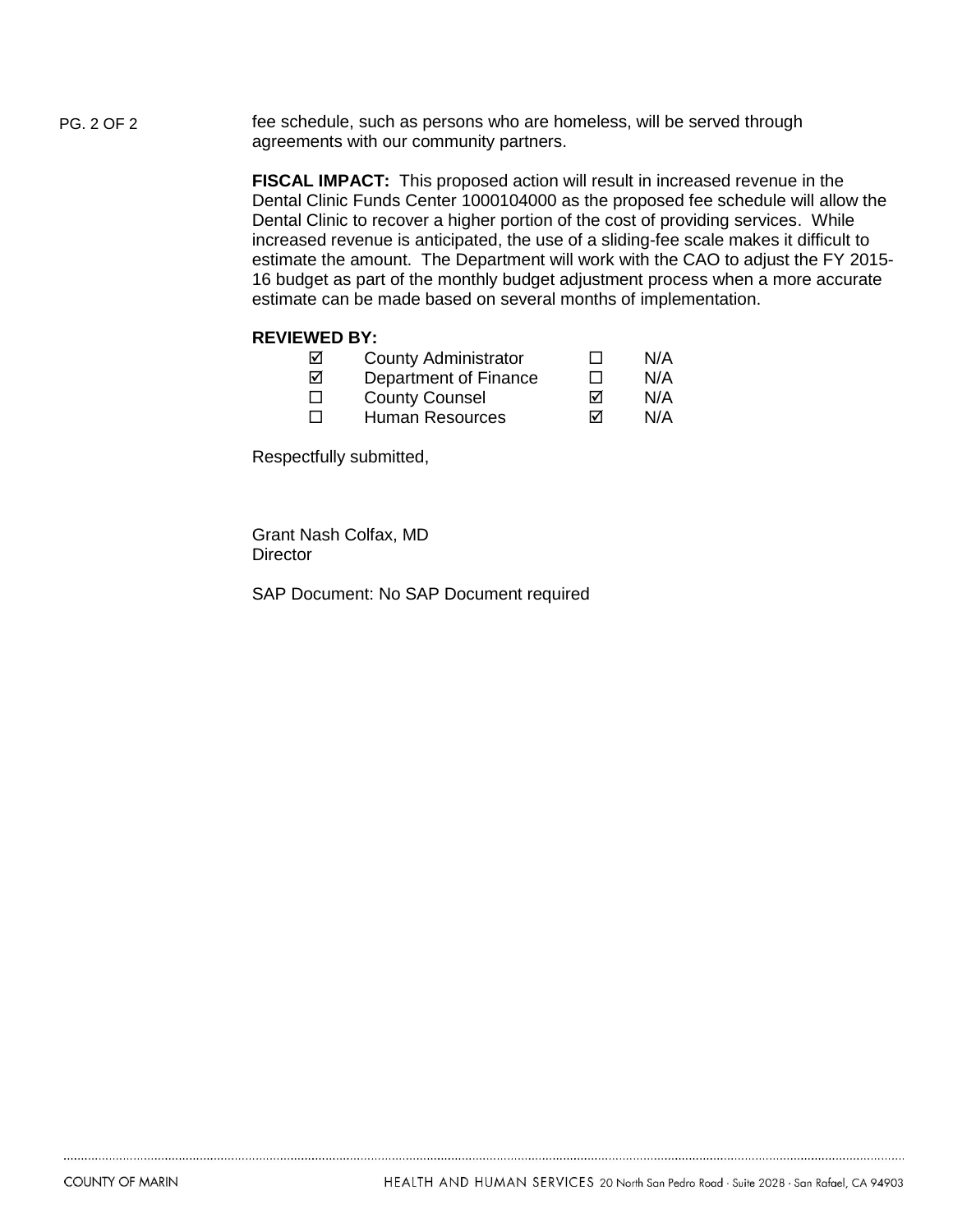fee schedule, such as persons who are homeless, will be served through agreements with our community partners.

**FISCAL IMPACT:** This proposed action will result in increased revenue in the Dental Clinic Funds Center 1000104000 as the proposed fee schedule will allow the Dental Clinic to recover a higher portion of the cost of providing services. While increased revenue is anticipated, the use of a sliding-fee scale makes it difficult to estimate the amount. The Department will work with the CAO to adjust the FY 2015-16 budget as part of the monthly budget adjustment process when a more accurate estimate can be made based on several months of implementation.

**REVIEWED BY:**

| | | | |
|---|---|---|---|
| ☑ | County Administrator | ☐ | N/A |
| ☑ | Department of Finance | ☐ | N/A |
| ☐ | County Counsel | ☑ | N/A |
| ☐ | Human Resources | ☑ | N/A |

Respectfully submitted,

Grant Nash Colfax, MD
Director

SAP Document: No SAP Document required